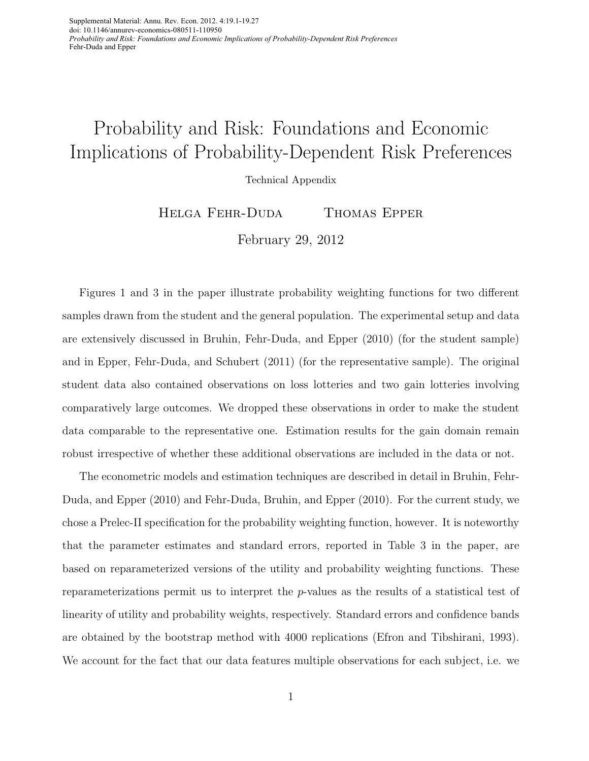# Probability and Risk: Foundations and Economic Implications of Probability-Dependent Risk Preferences

Technical Appendix

Helga Fehr-Duda  Thomas Epper

February 29, 2012

Figures 1 and 3 in the paper illustrate probability weighting functions for two different samples drawn from the student and the general population. The experimental setup and data are extensively discussed in Bruhin, Fehr-Duda, and Epper (2010) (for the student sample) and in Epper, Fehr-Duda, and Schubert (2011) (for the representative sample). The original student data also contained observations on loss lotteries and two gain lotteries involving comparatively large outcomes. We dropped these observations in order to make the student data comparable to the representative one. Estimation results for the gain domain remain robust irrespective of whether these additional observations are included in the data or not.

The econometric models and estimation techniques are described in detail in Bruhin, Fehr-Duda, and Epper (2010) and Fehr-Duda, Bruhin, and Epper (2010). For the current study, we chose a Prelec-II specification for the probability weighting function, however. It is noteworthy that the parameter estimates and standard errors, reported in Table 3 in the paper, are based on reparameterized versions of the utility and probability weighting functions. These reparameterizations permit us to interpret the $p$-values as the results of a statistical test of linearity of utility and probability weights, respectively. Standard errors and confidence bands are obtained by the bootstrap method with 4000 replications (Efron and Tibshirani, 1993). We account for the fact that our data features multiple observations for each subject, i.e. we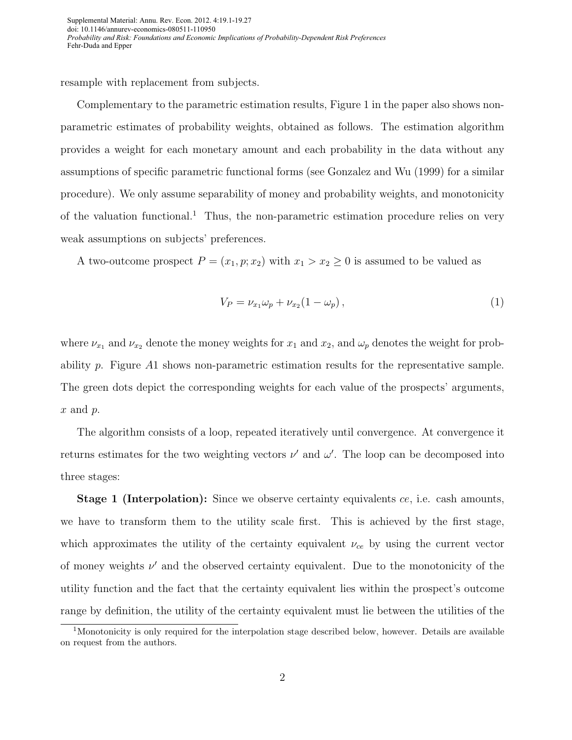resample with replacement from subjects.

Complementary to the parametric estimation results, Figure 1 in the paper also shows non-parametric estimates of probability weights, obtained as follows. The estimation algorithm provides a weight for each monetary amount and each probability in the data without any assumptions of specific parametric functional forms (see Gonzalez and Wu (1999) for a similar procedure). We only assume separability of money and probability weights, and monotonicity of the valuation functional.[1] Thus, the non-parametric estimation procedure relies on very weak assumptions on subjects' preferences.

A two-outcome prospect $P = (x_1, p; x_2)$ with $x_1 > x_2 \geq 0$ is assumed to be valued as

$$V_P = \nu_{x_1}\omega_p + \nu_{x_2}(1 - \omega_p)\,, \tag{1}$$

where $\nu_{x_1}$ and $\nu_{x_2}$ denote the money weights for $x_1$ and $x_2$, and $\omega_p$ denotes the weight for probability $p$. Figure $A1$ shows non-parametric estimation results for the representative sample. The green dots depict the corresponding weights for each value of the prospects' arguments, $x$ and $p$.

The algorithm consists of a loop, repeated iteratively until convergence. At convergence it returns estimates for the two weighting vectors $\nu'$ and $\omega'$. The loop can be decomposed into three stages:

**Stage 1 (Interpolation):** Since we observe certainty equivalents $ce$, i.e. cash amounts, we have to transform them to the utility scale first. This is achieved by the first stage, which approximates the utility of the certainty equivalent $\nu_{ce}$ by using the current vector of money weights $\nu'$ and the observed certainty equivalent. Due to the monotonicity of the utility function and the fact that the certainty equivalent lies within the prospect's outcome range by definition, the utility of the certainty equivalent must lie between the utilities of the

[1] Monotonicity is only required for the interpolation stage described below, however. Details are available on request from the authors.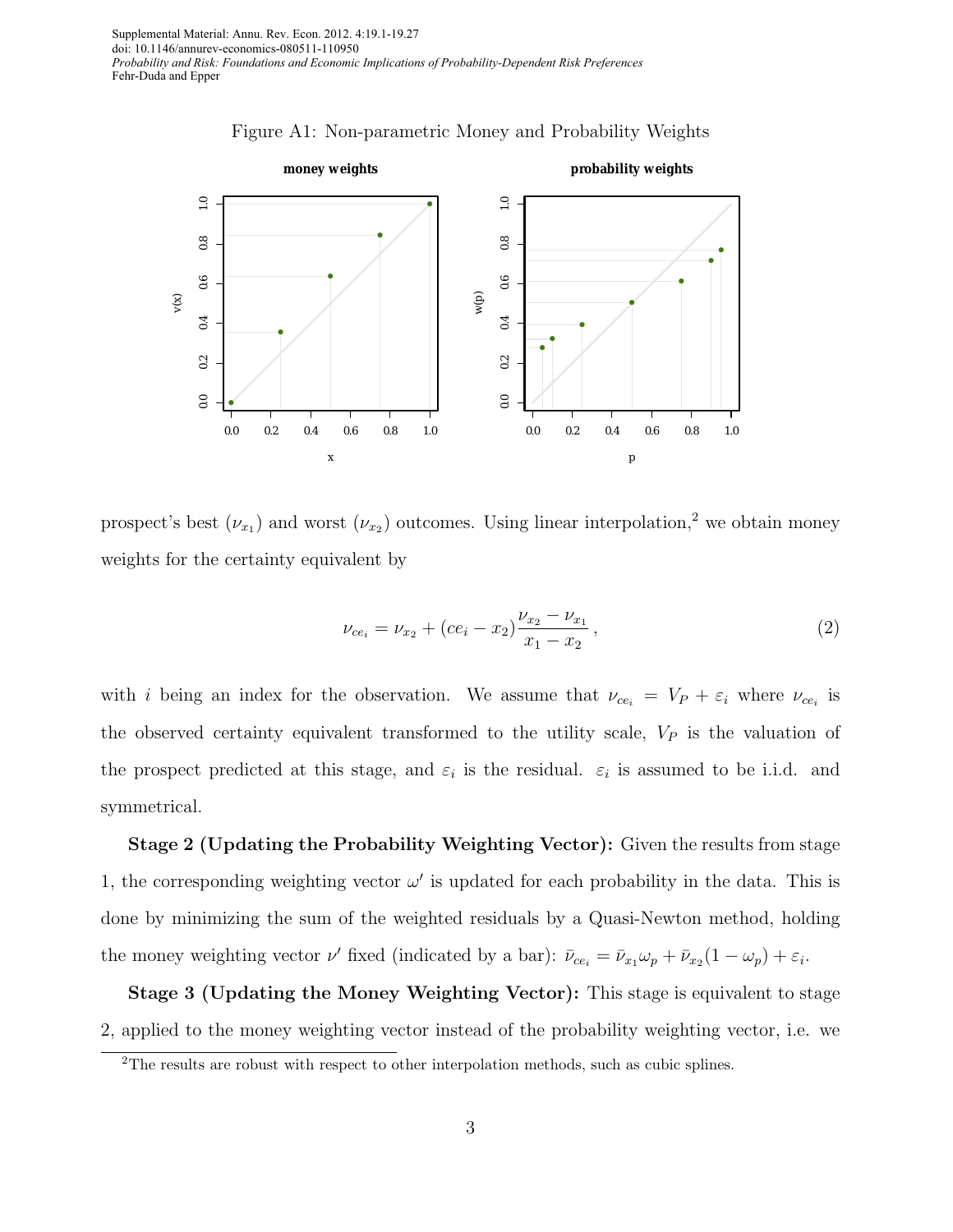Figure A1: Non-parametric Money and Probability Weights

prospect's best ($\nu_{x_1}$) and worst ($\nu_{x_2}$) outcomes. Using linear interpolation,[2] we obtain money weights for the certainty equivalent by

$$\nu_{ce_i} = \nu_{x_2} + (ce_i - x_2)\frac{\nu_{x_2} - \nu_{x_1}}{x_1 - x_2}\,, \tag{2}$$

with $i$ being an index for the observation. We assume that $\nu_{ce_i} = V_P + \varepsilon_i$ where $\nu_{ce_i}$ is the observed certainty equivalent transformed to the utility scale, $V_P$ is the valuation of the prospect predicted at this stage, and $\varepsilon_i$ is the residual. $\varepsilon_i$ is assumed to be i.i.d. and symmetrical.

**Stage 2 (Updating the Probability Weighting Vector):** Given the results from stage 1, the corresponding weighting vector $\omega'$ is updated for each probability in the data. This is done by minimizing the sum of the weighted residuals by a Quasi-Newton method, holding the money weighting vector $\nu'$ fixed (indicated by a bar): $\bar{\nu}_{ce_i} = \bar{\nu}_{x_1}\omega_p + \bar{\nu}_{x_2}(1 - \omega_p) + \varepsilon_i$.

**Stage 3 (Updating the Money Weighting Vector):** This stage is equivalent to stage 2, applied to the money weighting vector instead of the probability weighting vector, i.e. we

[2]The results are robust with respect to other interpolation methods, such as cubic splines.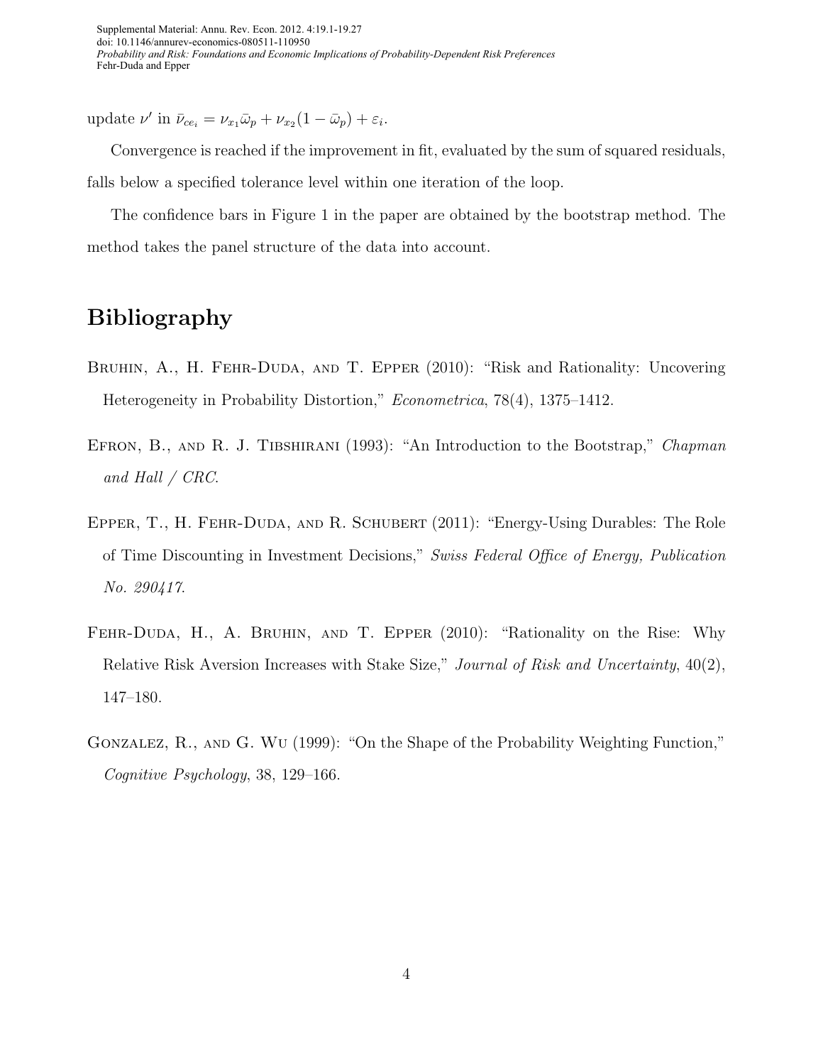update $\nu'$ in $\bar{\nu}_{ce_i} = \nu_{x_1}\bar{\omega}_p + \nu_{x_2}(1 - \bar{\omega}_p) + \varepsilon_i$.

Convergence is reached if the improvement in fit, evaluated by the sum of squared residuals, falls below a specified tolerance level within one iteration of the loop.

The confidence bars in Figure 1 in the paper are obtained by the bootstrap method. The method takes the panel structure of the data into account.

# Bibliography

Bruhin, A., H. Fehr-Duda, and T. Epper (2010): "Risk and Rationality: Uncovering Heterogeneity in Probability Distortion," *Econometrica*, 78(4), 1375–1412.

Efron, B., and R. J. Tibshirani (1993): "An Introduction to the Bootstrap," *Chapman and Hall / CRC*.

Epper, T., H. Fehr-Duda, and R. Schubert (2011): "Energy-Using Durables: The Role of Time Discounting in Investment Decisions," *Swiss Federal Office of Energy, Publication No. 290417*.

Fehr-Duda, H., A. Bruhin, and T. Epper (2010): "Rationality on the Rise: Why Relative Risk Aversion Increases with Stake Size," *Journal of Risk and Uncertainty*, 40(2), 147–180.

Gonzalez, R., and G. Wu (1999): "On the Shape of the Probability Weighting Function," *Cognitive Psychology*, 38, 129–166.